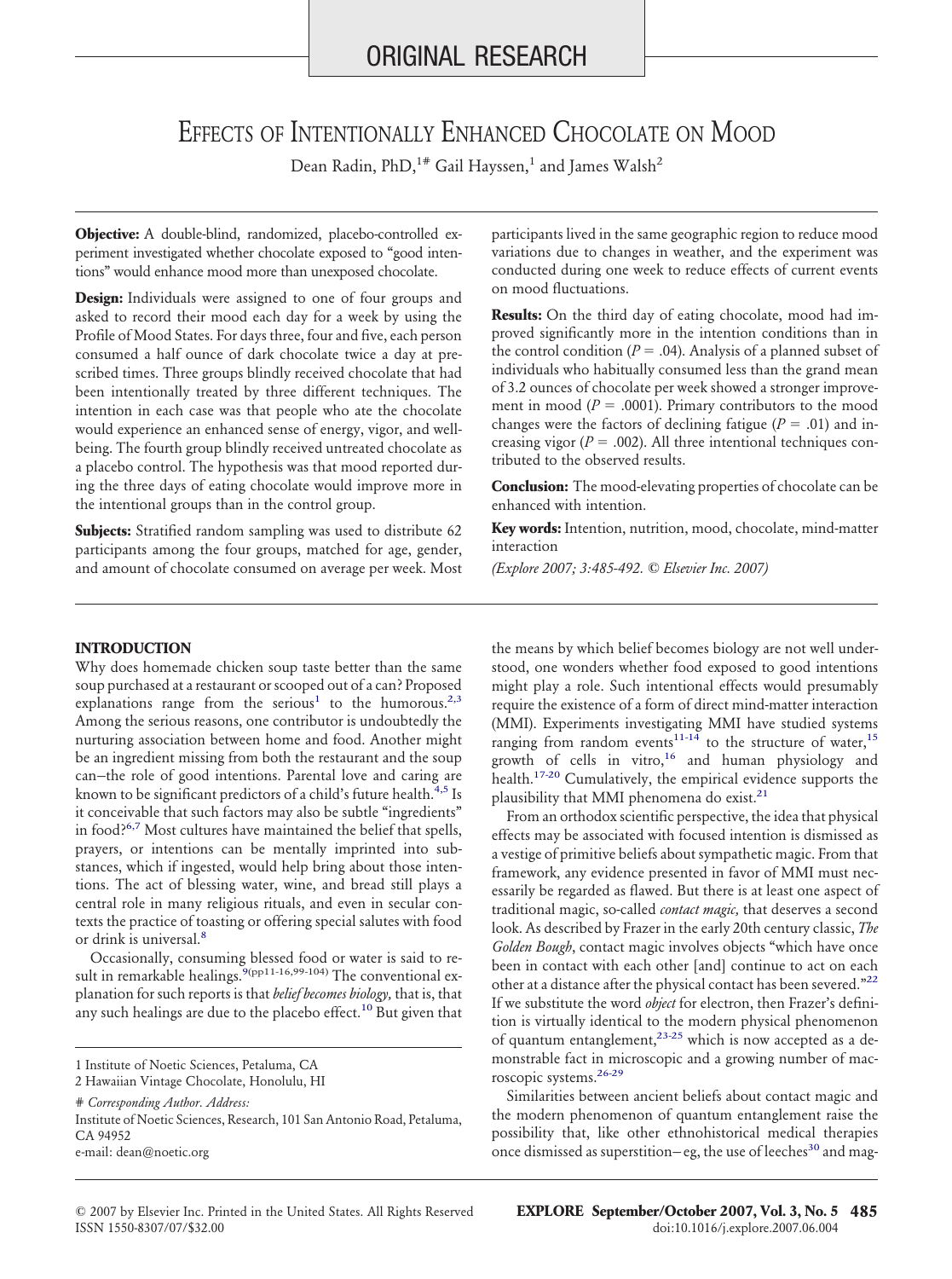ORIGINAL RESEARCH

# Effects of Intentionally Enhanced Chocolate on Mood

Dean Radin, PhD,[1#] Gail Hayssen,[1] and James Walsh[2]

**Objective:** A double-blind, randomized, placebo-controlled experiment investigated whether chocolate exposed to "good intentions" would enhance mood more than unexposed chocolate.

**Design:** Individuals were assigned to one of four groups and asked to record their mood each day for a week by using the Profile of Mood States. For days three, four and five, each person consumed a half ounce of dark chocolate twice a day at prescribed times. Three groups blindly received chocolate that had been intentionally treated by three different techniques. The intention in each case was that people who ate the chocolate would experience an enhanced sense of energy, vigor, and well-being. The fourth group blindly received untreated chocolate as a placebo control. The hypothesis was that mood reported during the three days of eating chocolate would improve more in the intentional groups than in the control group.

**Subjects:** Stratified random sampling was used to distribute 62 participants among the four groups, matched for age, gender, and amount of chocolate consumed on average per week. Most participants lived in the same geographic region to reduce mood variations due to changes in weather, and the experiment was conducted during one week to reduce effects of current events on mood fluctuations.

**Results:** On the third day of eating chocolate, mood had improved significantly more in the intention conditions than in the control condition ($P = .04$). Analysis of a planned subset of individuals who habitually consumed less than the grand mean of 3.2 ounces of chocolate per week showed a stronger improvement in mood ($P = .0001$). Primary contributors to the mood changes were the factors of declining fatigue ($P = .01$) and increasing vigor ($P = .002$). All three intentional techniques contributed to the observed results.

**Conclusion:** The mood-elevating properties of chocolate can be enhanced with intention.

**Key words:** Intention, nutrition, mood, chocolate, mind-matter interaction

*(Explore 2007; 3:485-492. © Elsevier Inc. 2007)*

## INTRODUCTION

Why does homemade chicken soup taste better than the same soup purchased at a restaurant or scooped out of a can? Proposed explanations range from the serious[1] to the humorous.[2,3] Among the serious reasons, one contributor is undoubtedly the nurturing association between home and food. Another might be an ingredient missing from both the restaurant and the soup can–the role of good intentions. Parental love and caring are known to be significant predictors of a child's future health.[4,5] Is it conceivable that such factors may also be subtle "ingredients" in food?[6,7] Most cultures have maintained the belief that spells, prayers, or intentions can be mentally imprinted into substances, which if ingested, would help bring about those intentions. The act of blessing water, wine, and bread still plays a central role in many religious rituals, and even in secular contexts the practice of toasting or offering special salutes with food or drink is universal.[8]

Occasionally, consuming blessed food or water is said to result in remarkable healings.[9(pp11-16,99-104)] The conventional explanation for such reports is that *belief becomes biology,* that is, that any such healings are due to the placebo effect.[10] But given that the means by which belief becomes biology are not well understood, one wonders whether food exposed to good intentions might play a role. Such intentional effects would presumably require the existence of a form of direct mind-matter interaction (MMI). Experiments investigating MMI have studied systems ranging from random events[11-14] to the structure of water,[15] growth of cells in vitro,[16] and human physiology and health.[17-20] Cumulatively, the empirical evidence supports the plausibility that MMI phenomena do exist.[21]

From an orthodox scientific perspective, the idea that physical effects may be associated with focused intention is dismissed as a vestige of primitive beliefs about sympathetic magic. From that framework, any evidence presented in favor of MMI must necessarily be regarded as flawed. But there is at least one aspect of traditional magic, so-called *contact magic,* that deserves a second look. As described by Frazer in the early 20th century classic, *The Golden Bough*, contact magic involves objects "which have once been in contact with each other [and] continue to act on each other at a distance after the physical contact has been severed."[22] If we substitute the word *object* for electron, then Frazer's definition is virtually identical to the modern physical phenomenon of quantum entanglement,[23-25] which is now accepted as a demonstrable fact in microscopic and a growing number of macroscopic systems.[26-29]

Similarities between ancient beliefs about contact magic and the modern phenomenon of quantum entanglement raise the possibility that, like other ethnohistorical medical therapies once dismissed as superstition– eg, the use of leeches[30] and mag-

1 Institute of Noetic Sciences, Petaluma, CA

2 Hawaiian Vintage Chocolate, Honolulu, HI

\# *Corresponding Author. Address:*
Institute of Noetic Sciences, Research, 101 San Antonio Road, Petaluma, CA 94952
e-mail: dean@noetic.org

© 2007 by Elsevier Inc. Printed in the United States. All Rights Reserved
ISSN 1550-8307/07/$32.00
doi:10.1016/j.explore.2007.06.004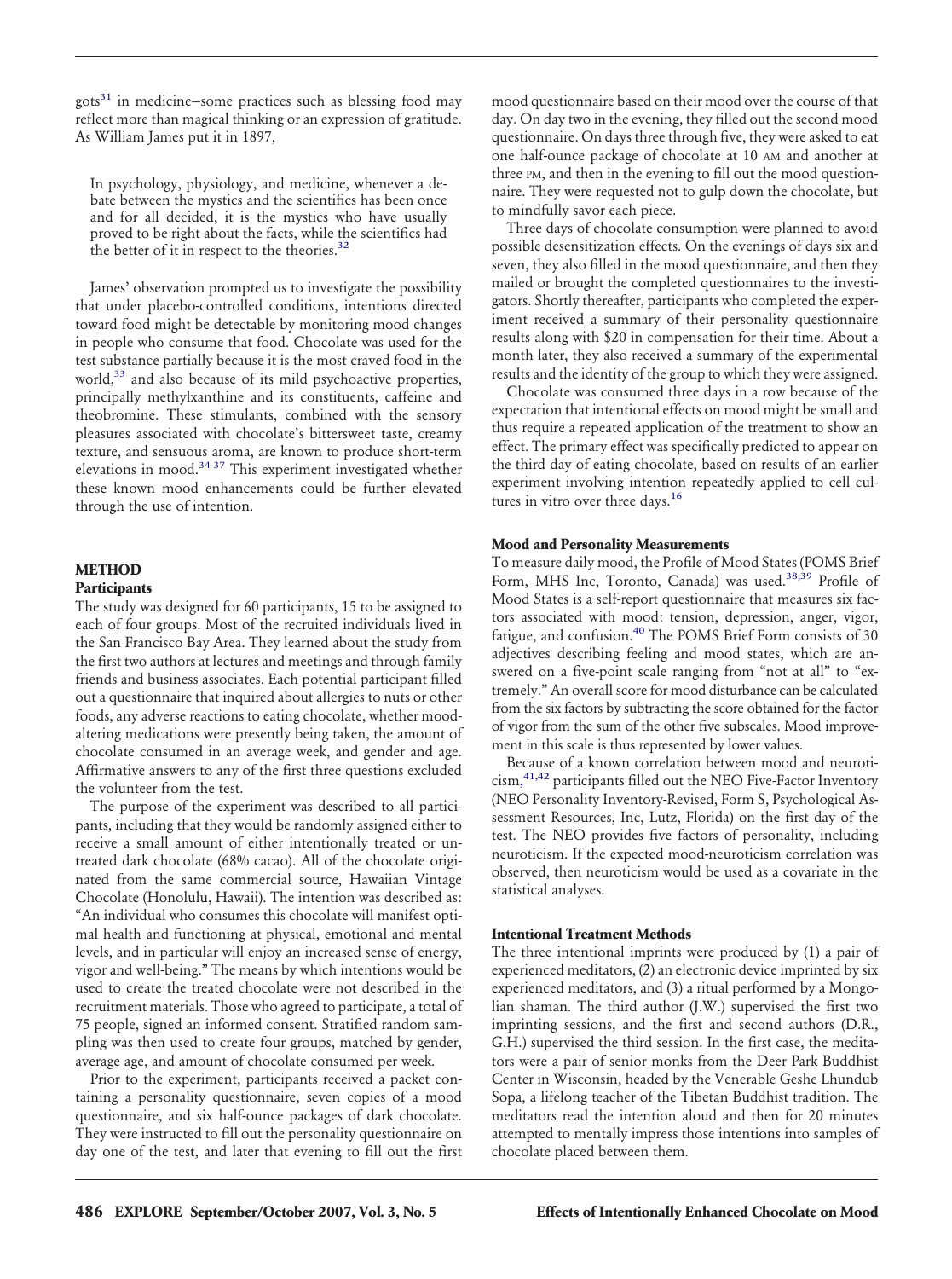gots[31] in medicine–some practices such as blessing food may reflect more than magical thinking or an expression of gratitude. As William James put it in 1897,

> In psychology, physiology, and medicine, whenever a debate between the mystics and the scientifics has been once and for all decided, it is the mystics who have usually proved to be right about the facts, while the scientifics had the better of it in respect to the theories.[32]

James' observation prompted us to investigate the possibility that under placebo-controlled conditions, intentions directed toward food might be detectable by monitoring mood changes in people who consume that food. Chocolate was used for the test substance partially because it is the most craved food in the world,[33] and also because of its mild psychoactive properties, principally methylxanthine and its constituents, caffeine and theobromine. These stimulants, combined with the sensory pleasures associated with chocolate's bittersweet taste, creamy texture, and sensuous aroma, are known to produce short-term elevations in mood.[34-37] This experiment investigated whether these known mood enhancements could be further elevated through the use of intention.

## METHOD

### Participants

The study was designed for 60 participants, 15 to be assigned to each of four groups. Most of the recruited individuals lived in the San Francisco Bay Area. They learned about the study from the first two authors at lectures and meetings and through family friends and business associates. Each potential participant filled out a questionnaire that inquired about allergies to nuts or other foods, any adverse reactions to eating chocolate, whether mood-altering medications were presently being taken, the amount of chocolate consumed in an average week, and gender and age. Affirmative answers to any of the first three questions excluded the volunteer from the test.

The purpose of the experiment was described to all participants, including that they would be randomly assigned either to receive a small amount of either intentionally treated or untreated dark chocolate (68% cacao). All of the chocolate originated from the same commercial source, Hawaiian Vintage Chocolate (Honolulu, Hawaii). The intention was described as: "An individual who consumes this chocolate will manifest optimal health and functioning at physical, emotional and mental levels, and in particular will enjoy an increased sense of energy, vigor and well-being." The means by which intentions would be used to create the treated chocolate were not described in the recruitment materials. Those who agreed to participate, a total of 75 people, signed an informed consent. Stratified random sampling was then used to create four groups, matched by gender, average age, and amount of chocolate consumed per week.

Prior to the experiment, participants received a packet containing a personality questionnaire, seven copies of a mood questionnaire, and six half-ounce packages of dark chocolate. They were instructed to fill out the personality questionnaire on day one of the test, and later that evening to fill out the first mood questionnaire based on their mood over the course of that day. On day two in the evening, they filled out the second mood questionnaire. On days three through five, they were asked to eat one half-ounce package of chocolate at 10 AM and another at three PM, and then in the evening to fill out the mood questionnaire. They were requested not to gulp down the chocolate, but to mindfully savor each piece.

Three days of chocolate consumption were planned to avoid possible desensitization effects. On the evenings of days six and seven, they also filled in the mood questionnaire, and then they mailed or brought the completed questionnaires to the investigators. Shortly thereafter, participants who completed the experiment received a summary of their personality questionnaire results along with $20 in compensation for their time. About a month later, they also received a summary of the experimental results and the identity of the group to which they were assigned.

Chocolate was consumed three days in a row because of the expectation that intentional effects on mood might be small and thus require a repeated application of the treatment to show an effect. The primary effect was specifically predicted to appear on the third day of eating chocolate, based on results of an earlier experiment involving intention repeatedly applied to cell cultures in vitro over three days.[16]

### Mood and Personality Measurements

To measure daily mood, the Profile of Mood States (POMS Brief Form, MHS Inc, Toronto, Canada) was used.[38,39] Profile of Mood States is a self-report questionnaire that measures six factors associated with mood: tension, depression, anger, vigor, fatigue, and confusion.[40] The POMS Brief Form consists of 30 adjectives describing feeling and mood states, which are answered on a five-point scale ranging from "not at all" to "extremely." An overall score for mood disturbance can be calculated from the six factors by subtracting the score obtained for the factor of vigor from the sum of the other five subscales. Mood improvement in this scale is thus represented by lower values.

Because of a known correlation between mood and neuroticism,[41,42] participants filled out the NEO Five-Factor Inventory (NEO Personality Inventory-Revised, Form S, Psychological Assessment Resources, Inc, Lutz, Florida) on the first day of the test. The NEO provides five factors of personality, including neuroticism. If the expected mood-neuroticism correlation was observed, then neuroticism would be used as a covariate in the statistical analyses.

### Intentional Treatment Methods

The three intentional imprints were produced by (1) a pair of experienced meditators, (2) an electronic device imprinted by six experienced meditators, and (3) a ritual performed by a Mongolian shaman. The third author (J.W.) supervised the first two imprinting sessions, and the first and second authors (D.R., G.H.) supervised the third session. In the first case, the meditators were a pair of senior monks from the Deer Park Buddhist Center in Wisconsin, headed by the Venerable Geshe Lhundub Sopa, a lifelong teacher of the Tibetan Buddhist tradition. The meditators read the intention aloud and then for 20 minutes attempted to mentally impress those intentions into samples of chocolate placed between them.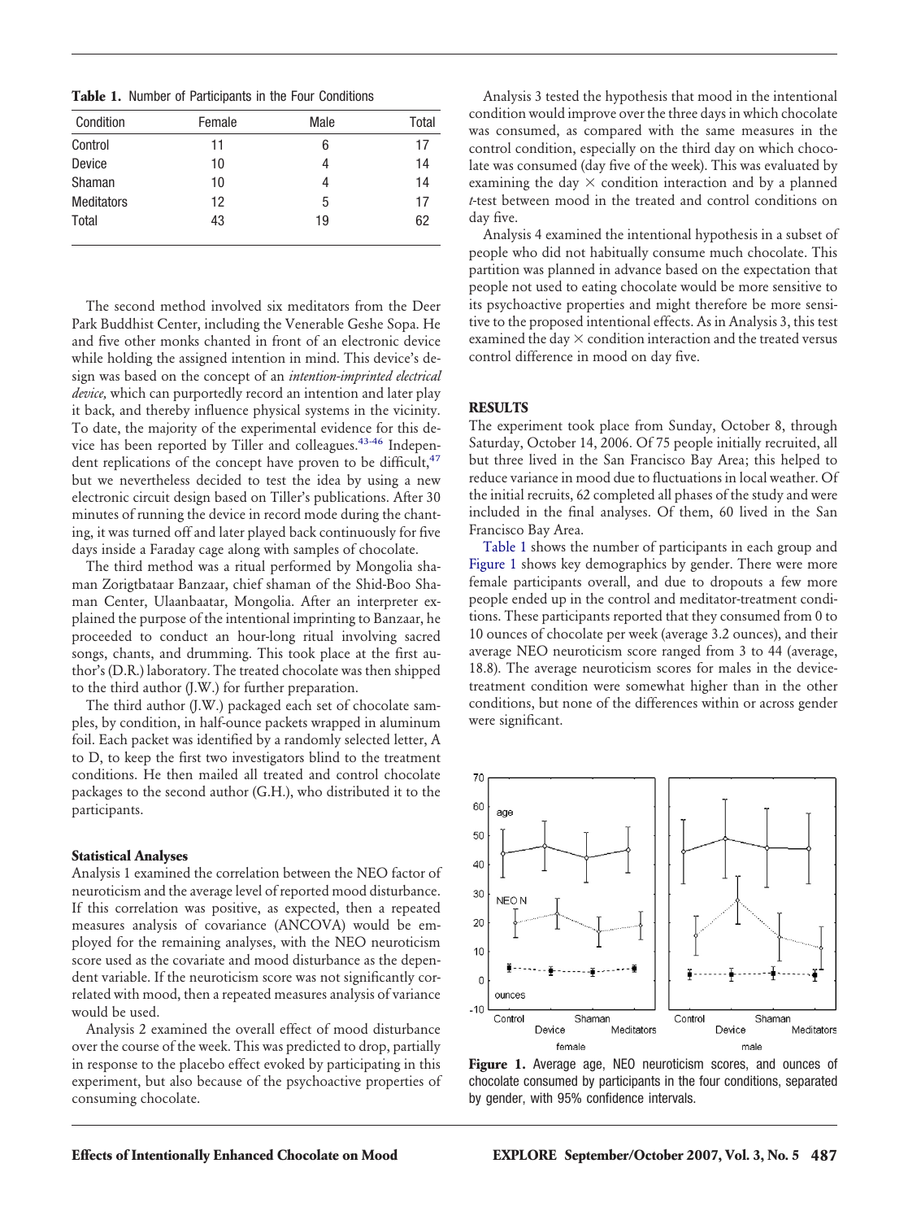**Table 1.** Number of Participants in the Four Conditions

| Condition | Female | Male | Total |
|---|---|---|---|
| Control | 11 | 6 | 17 |
| Device | 10 | 4 | 14 |
| Shaman | 10 | 4 | 14 |
| Meditators | 12 | 5 | 17 |
| Total | 43 | 19 | 62 |

The second method involved six meditators from the Deer Park Buddhist Center, including the Venerable Geshe Sopa. He and five other monks chanted in front of an electronic device while holding the assigned intention in mind. This device's design was based on the concept of an *intention-imprinted electrical device,* which can purportedly record an intention and later play it back, and thereby influence physical systems in the vicinity. To date, the majority of the experimental evidence for this device has been reported by Tiller and colleagues.[43-46] Independent replications of the concept have proven to be difficult,[47] but we nevertheless decided to test the idea by using a new electronic circuit design based on Tiller's publications. After 30 minutes of running the device in record mode during the chanting, it was turned off and later played back continuously for five days inside a Faraday cage along with samples of chocolate.

The third method was a ritual performed by Mongolia shaman Zorigtbataar Banzaar, chief shaman of the Shid-Boo Shaman Center, Ulaanbaatar, Mongolia. After an interpreter explained the purpose of the intentional imprinting to Banzaar, he proceeded to conduct an hour-long ritual involving sacred songs, chants, and drumming. This took place at the first author's (D.R.) laboratory. The treated chocolate was then shipped to the third author (J.W.) for further preparation.

The third author (J.W.) packaged each set of chocolate samples, by condition, in half-ounce packets wrapped in aluminum foil. Each packet was identified by a randomly selected letter, A to D, to keep the first two investigators blind to the treatment conditions. He then mailed all treated and control chocolate packages to the second author (G.H.), who distributed it to the participants.

### Statistical Analyses

Analysis 1 examined the correlation between the NEO factor of neuroticism and the average level of reported mood disturbance. If this correlation was positive, as expected, then a repeated measures analysis of covariance (ANCOVA) would be employed for the remaining analyses, with the NEO neuroticism score used as the covariate and mood disturbance as the dependent variable. If the neuroticism score was not significantly correlated with mood, then a repeated measures analysis of variance would be used.

Analysis 2 examined the overall effect of mood disturbance over the course of the week. This was predicted to drop, partially in response to the placebo effect evoked by participating in this experiment, but also because of the psychoactive properties of consuming chocolate.

Analysis 3 tested the hypothesis that mood in the intentional condition would improve over the three days in which chocolate was consumed, as compared with the same measures in the control condition, especially on the third day on which chocolate was consumed (day five of the week). This was evaluated by examining the day $\times$ condition interaction and by a planned *t*-test between mood in the treated and control conditions on day five.

Analysis 4 examined the intentional hypothesis in a subset of people who did not habitually consume much chocolate. This partition was planned in advance based on the expectation that people not used to eating chocolate would be more sensitive to its psychoactive properties and might therefore be more sensitive to the proposed intentional effects. As in Analysis 3, this test examined the day $\times$ condition interaction and the treated versus control difference in mood on day five.

## RESULTS

The experiment took place from Sunday, October 8, through Saturday, October 14, 2006. Of 75 people initially recruited, all but three lived in the San Francisco Bay Area; this helped to reduce variance in mood due to fluctuations in local weather. Of the initial recruits, 62 completed all phases of the study and were included in the final analyses. Of them, 60 lived in the San Francisco Bay Area.

Table 1 shows the number of participants in each group and Figure 1 shows key demographics by gender. There were more female participants overall, and due to dropouts a few more people ended up in the control and meditator-treatment conditions. These participants reported that they consumed from 0 to 10 ounces of chocolate per week (average 3.2 ounces), and their average NEO neuroticism score ranged from 3 to 44 (average, 18.8). The average neuroticism scores for males in the device-treatment condition were somewhat higher than in the other conditions, but none of the differences within or across gender were significant.

70
60
50
40
30
20
10
0
-10
age
NEO N
ounces
Control
Device
Shaman
Meditators
female
Control
Device
Shaman
Meditators
male

**Figure 1.** Average age, NEO neuroticism scores, and ounces of chocolate consumed by participants in the four conditions, separated by gender, with 95% confidence intervals.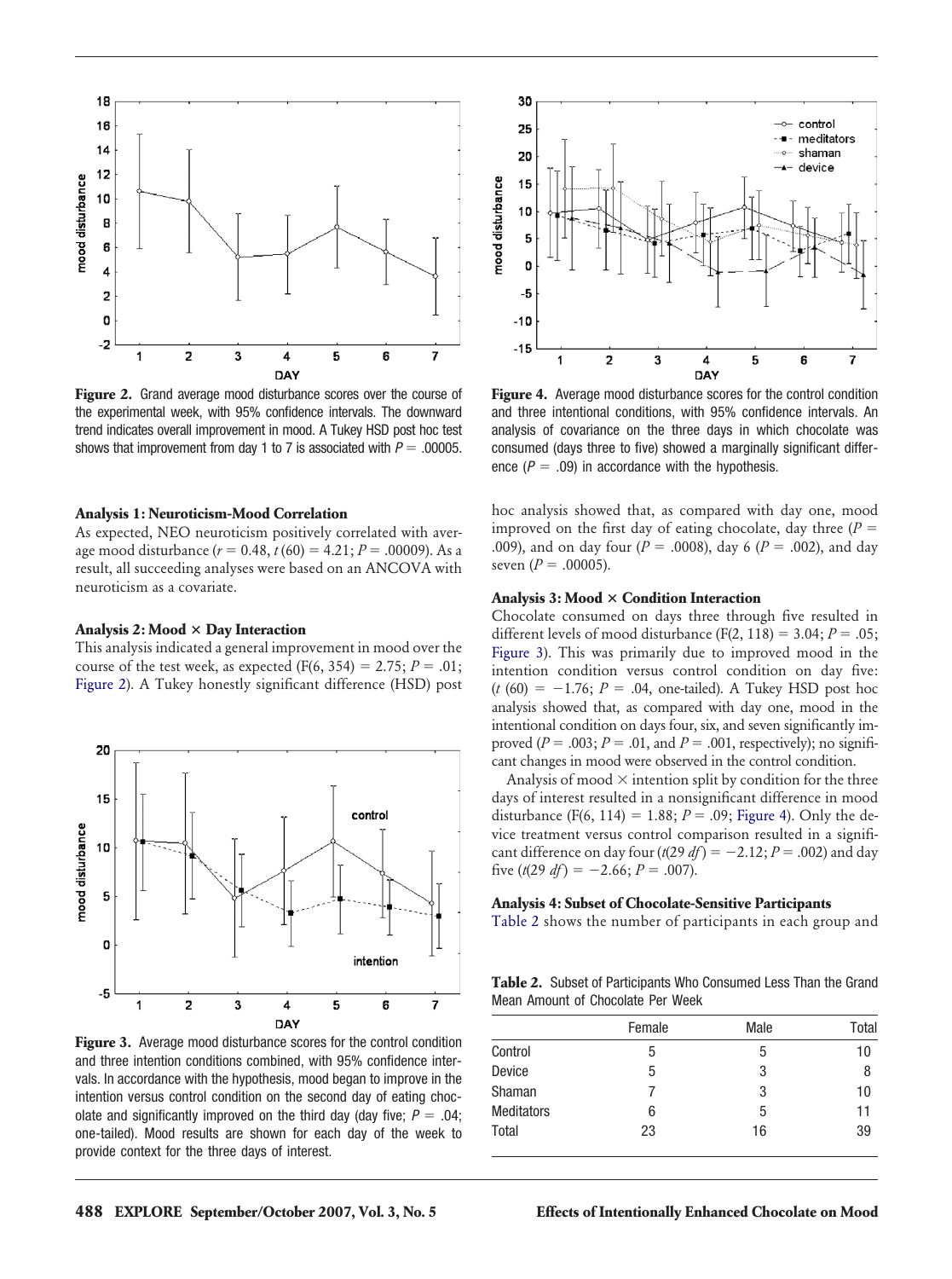**Figure 2.** Grand average mood disturbance scores over the course of the experimental week, with 95% confidence intervals. The downward trend indicates overall improvement in mood. A Tukey HSD post hoc test shows that improvement from day 1 to 7 is associated with $P = .00005$.

**Figure 4.** Average mood disturbance scores for the control condition and three intentional conditions, with 95% confidence intervals. An analysis of covariance on the three days in which chocolate was consumed (days three to five) showed a marginally significant difference ($P = .09$) in accordance with the hypothesis.

### Analysis 1: Neuroticism-Mood Correlation

As expected, NEO neuroticism positively correlated with average mood disturbance ($r = 0.48$, $t(60) = 4.21$; $P = .00009$). As a result, all succeeding analyses were based on an ANCOVA with neuroticism as a covariate.

### Analysis 2: Mood × Day Interaction

This analysis indicated a general improvement in mood over the course of the test week, as expected ($F(6, 354) = 2.75$; $P = .01$; Figure 2). A Tukey honestly significant difference (HSD) post hoc analysis showed that, as compared with day one, mood improved on the first day of eating chocolate, day three ($P = .009$), and on day four ($P = .0008$), day 6 ($P = .002$), and day seven ($P = .00005$).

### Analysis 3: Mood × Condition Interaction

Chocolate consumed on days three through five resulted in different levels of mood disturbance ($F(2, 118) = 3.04$; $P = .05$; Figure 3). This was primarily due to improved mood in the intention condition versus control condition on day five: ($t(60) = -1.76$; $P = .04$, one-tailed). A Tukey HSD post hoc analysis showed that, as compared with day one, mood in the intentional condition on days four, six, and seven significantly improved ($P = .003$; $P = .01$, and $P = .001$, respectively); no significant changes in mood were observed in the control condition.

Analysis of mood × intention split by condition for the three days of interest resulted in a nonsignificant difference in mood disturbance ($F(6, 114) = 1.88$; $P = .09$; Figure 4). Only the device treatment versus control comparison resulted in a significant difference on day four ($t(29\ df) = -2.12$; $P = .002$) and day five ($t(29\ df) = -2.66$; $P = .007$).

**Figure 3.** Average mood disturbance scores for the control condition and three intention conditions combined, with 95% confidence intervals. In accordance with the hypothesis, mood began to improve in the intention versus control condition on the second day of eating chocolate and significantly improved on the third day (day five; $P = .04$; one-tailed). Mood results are shown for each day of the week to provide context for the three days of interest.

### Analysis 4: Subset of Chocolate-Sensitive Participants

Table 2 shows the number of participants in each group and

**Table 2.** Subset of Participants Who Consumed Less Than the Grand Mean Amount of Chocolate Per Week

| | Female | Male | Total |
|---|---|---|---|
| Control | 5 | 5 | 10 |
| Device | 5 | 3 | 8 |
| Shaman | 7 | 3 | 10 |
| Meditators | 6 | 5 | 11 |
| Total | 23 | 16 | 39 |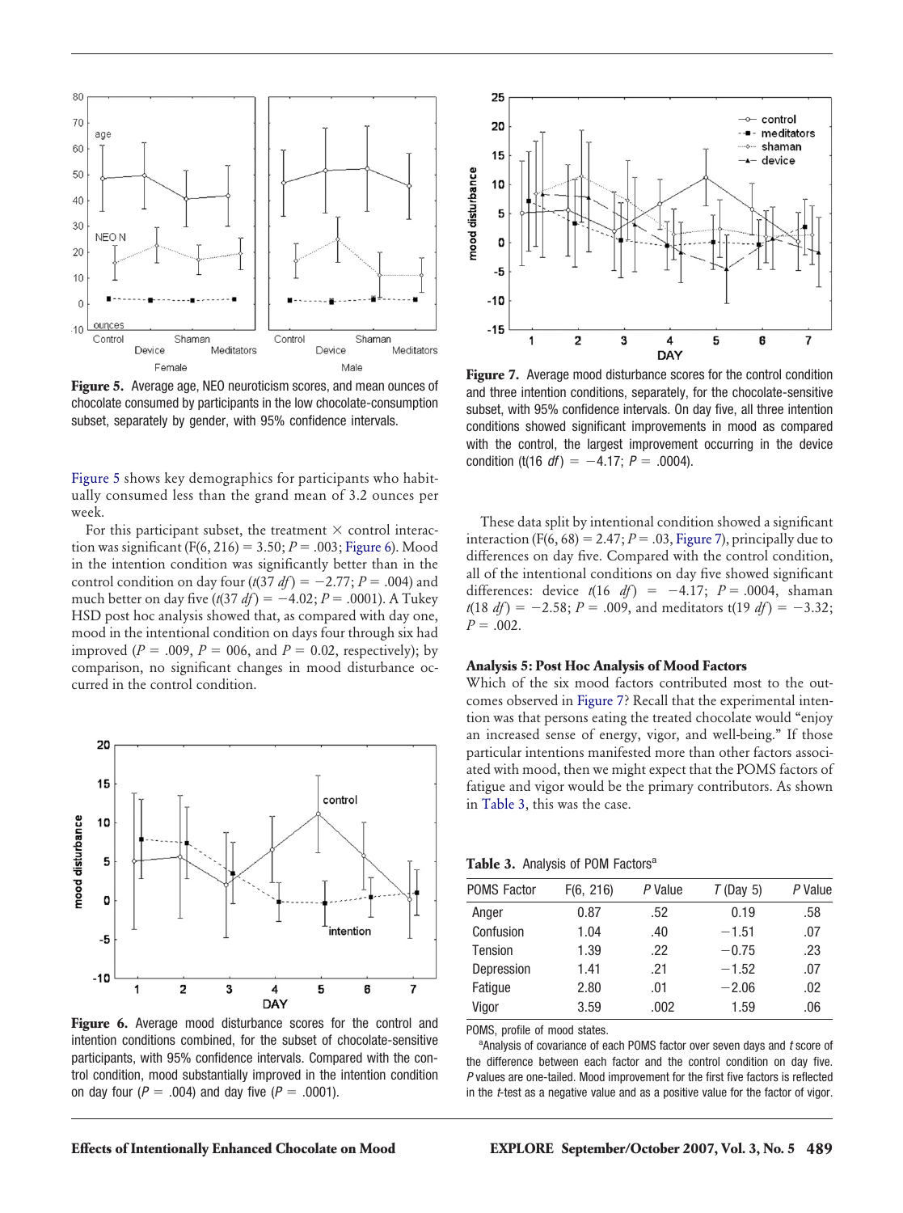Figure 5. Average age, NEO neuroticism scores, and mean ounces of chocolate consumed by participants in the low chocolate-consumption subset, separately by gender, with 95% confidence intervals.

Figure 5 shows key demographics for participants who habitually consumed less than the grand mean of 3.2 ounces per week.

For this participant subset, the treatment × control interaction was significant ($F(6, 216) = 3.50$; $P = .003$; Figure 6). Mood in the intention condition was significantly better than in the control condition on day four ($t(37\ df) = -2.77$; $P = .004$) and much better on day five ($t(37\ df) = -4.02$; $P = .0001$). A Tukey HSD post hoc analysis showed that, as compared with day one, mood in the intentional condition on days four through six had improved ($P = .009$, $P = 006$, and $P = 0.02$, respectively); by comparison, no significant changes in mood disturbance occurred in the control condition.

Figure 6. Average mood disturbance scores for the control and intention conditions combined, for the subset of chocolate-sensitive participants, with 95% confidence intervals. Compared with the control condition, mood substantially improved in the intention condition on day four ($P = .004$) and day five ($P = .0001$).

Figure 7. Average mood disturbance scores for the control condition and three intention conditions, separately, for the chocolate-sensitive subset, with 95% confidence intervals. On day five, all three intention conditions showed significant improvements in mood as compared with the control, the largest improvement occurring in the device condition ($t(16\ df) = -4.17$; $P = .0004$).

These data split by intentional condition showed a significant interaction ($F(6, 68) = 2.47$; $P = .03$, Figure 7), principally due to differences on day five. Compared with the control condition, all of the intentional conditions on day five showed significant differences: device $t(16\ df) = -4.17$; $P = .0004$, shaman $t(18\ df) = -2.58$; $P = .009$, and meditators $t(19\ df) = -3.32$; $P = .002$.

### Analysis 5: Post Hoc Analysis of Mood Factors

Which of the six mood factors contributed most to the outcomes observed in Figure 7? Recall that the experimental intention was that persons eating the treated chocolate would "enjoy an increased sense of energy, vigor, and well-being." If those particular intentions manifested more than other factors associated with mood, then we might expect that the POMS factors of fatigue and vigor would be the primary contributors. As shown in Table 3, this was the case.

**Table 3.** Analysis of POM Factors[a]

| POMS Factor | F(6, 216) | P Value | T (Day 5) | P Value |
|---|---|---|---|---|
| Anger | 0.87 | .52 | 0.19 | .58 |
| Confusion | 1.04 | .40 | −1.51 | .07 |
| Tension | 1.39 | .22 | −0.75 | .23 |
| Depression | 1.41 | .21 | −1.52 | .07 |
| Fatigue | 2.80 | .01 | −2.06 | .02 |
| Vigor | 3.59 | .002 | 1.59 | .06 |

POMS, profile of mood states.

[a]Analysis of covariance of each POMS factor over seven days and *t* score of the difference between each factor and the control condition on day five. *P* values are one-tailed. Mood improvement for the first five factors is reflected in the *t*-test as a negative value and as a positive value for the factor of vigor.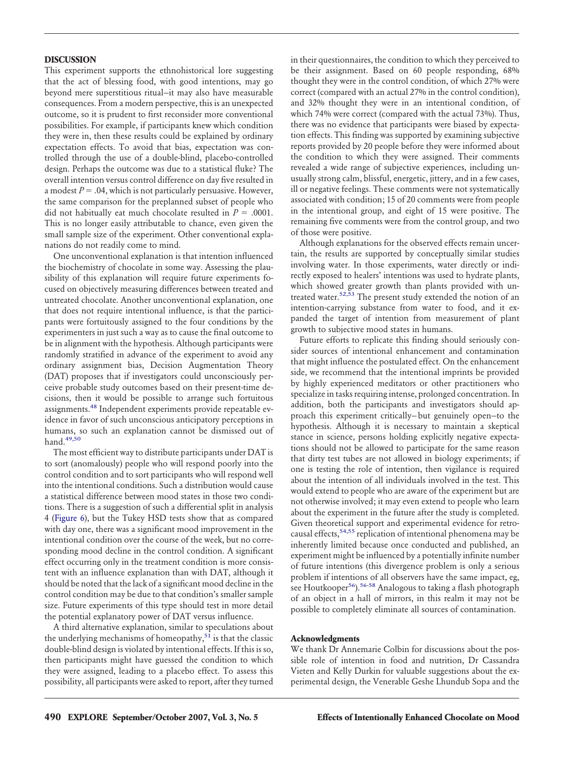## DISCUSSION

This experiment supports the ethnohistorical lore suggesting that the act of blessing food, with good intentions, may go beyond mere superstitious ritual—it may also have measurable consequences. From a modern perspective, this is an unexpected outcome, so it is prudent to first reconsider more conventional possibilities. For example, if participants knew which condition they were in, then these results could be explained by ordinary expectation effects. To avoid that bias, expectation was controlled through the use of a double-blind, placebo-controlled design. Perhaps the outcome was due to a statistical fluke? The overall intention versus control difference on day five resulted in a modest $P = .04$, which is not particularly persuasive. However, the same comparison for the preplanned subset of people who did not habitually eat much chocolate resulted in $P = .0001$. This is no longer easily attributable to chance, even given the small sample size of the experiment. Other conventional explanations do not readily come to mind.

One unconventional explanation is that intention influenced the biochemistry of chocolate in some way. Assessing the plausibility of this explanation will require future experiments focused on objectively measuring differences between treated and untreated chocolate. Another unconventional explanation, one that does not require intentional influence, is that the participants were fortuitously assigned to the four conditions by the experimenters in just such a way as to cause the final outcome to be in alignment with the hypothesis. Although participants were randomly stratified in advance of the experiment to avoid any ordinary assignment bias, Decision Augmentation Theory (DAT) proposes that if investigators could unconsciously perceive probable study outcomes based on their present-time decisions, then it would be possible to arrange such fortuitous assignments.[48] Independent experiments provide repeatable evidence in favor of such unconscious anticipatory perceptions in humans, so such an explanation cannot be dismissed out of hand.[49,50]

The most efficient way to distribute participants under DAT is to sort (anomalously) people who will respond poorly into the control condition and to sort participants who will respond well into the intentional conditions. Such a distribution would cause a statistical difference between mood states in those two conditions. There is a suggestion of such a differential split in analysis 4 (Figure 6), but the Tukey HSD tests show that as compared with day one, there was a significant mood improvement in the intentional condition over the course of the week, but no corresponding mood decline in the control condition. A significant effect occurring only in the treatment condition is more consistent with an influence explanation than with DAT, although it should be noted that the lack of a significant mood decline in the control condition may be due to that condition's smaller sample size. Future experiments of this type should test in more detail the potential explanatory power of DAT versus influence.

A third alternative explanation, similar to speculations about the underlying mechanisms of homeopathy,[51] is that the classic double-blind design is violated by intentional effects. If this is so, then participants might have guessed the condition to which they were assigned, leading to a placebo effect. To assess this possibility, all participants were asked to report, after they turned in their questionnaires, the condition to which they perceived to be their assignment. Based on 60 people responding, 68% thought they were in the control condition, of which 27% were correct (compared with an actual 27% in the control condition), and 32% thought they were in an intentional condition, of which 74% were correct (compared with the actual 73%). Thus, there was no evidence that participants were biased by expectation effects. This finding was supported by examining subjective reports provided by 20 people before they were informed about the condition to which they were assigned. Their comments revealed a wide range of subjective experiences, including unusually strong calm, blissful, energetic, jittery, and in a few cases, ill or negative feelings. These comments were not systematically associated with condition; 15 of 20 comments were from people in the intentional group, and eight of 15 were positive. The remaining five comments were from the control group, and two of those were positive.

Although explanations for the observed effects remain uncertain, the results are supported by conceptually similar studies involving water. In those experiments, water directly or indirectly exposed to healers' intentions was used to hydrate plants, which showed greater growth than plants provided with untreated water.[52,53] The present study extended the notion of an intention-carrying substance from water to food, and it expanded the target of intention from measurement of plant growth to subjective mood states in humans.

Future efforts to replicate this finding should seriously consider sources of intentional enhancement and contamination that might influence the postulated effect. On the enhancement side, we recommend that the intentional imprints be provided by highly experienced meditators or other practitioners who specialize in tasks requiring intense, prolonged concentration. In addition, both the participants and investigators should approach this experiment critically—but genuinely open—to the hypothesis. Although it is necessary to maintain a skeptical stance in science, persons holding explicitly negative expectations should not be allowed to participate for the same reason that dirty test tubes are not allowed in biology experiments; if one is testing the role of intention, then vigilance is required about the intention of all individuals involved in the test. This would extend to people who are aware of the experiment but are not otherwise involved; it may even extend to people who learn about the experiment in the future after the study is completed. Given theoretical support and experimental evidence for retrocausal effects,[54,55] replication of intentional phenomena may be inherently limited because once conducted and published, an experiment might be influenced by a potentially infinite number of future intentions (this divergence problem is only a serious problem if intentions of all observers have the same impact, eg, see Houtkooper[56]).[56-58] Analogous to taking a flash photograph of an object in a hall of mirrors, in this realm it may not be possible to completely eliminate all sources of contamination.

### Acknowledgments

We thank Dr Annemarie Colbin for discussions about the possible role of intention in food and nutrition, Dr Cassandra Vieten and Kelly Durkin for valuable suggestions about the experimental design, the Venerable Geshe Lhundub Sopa and the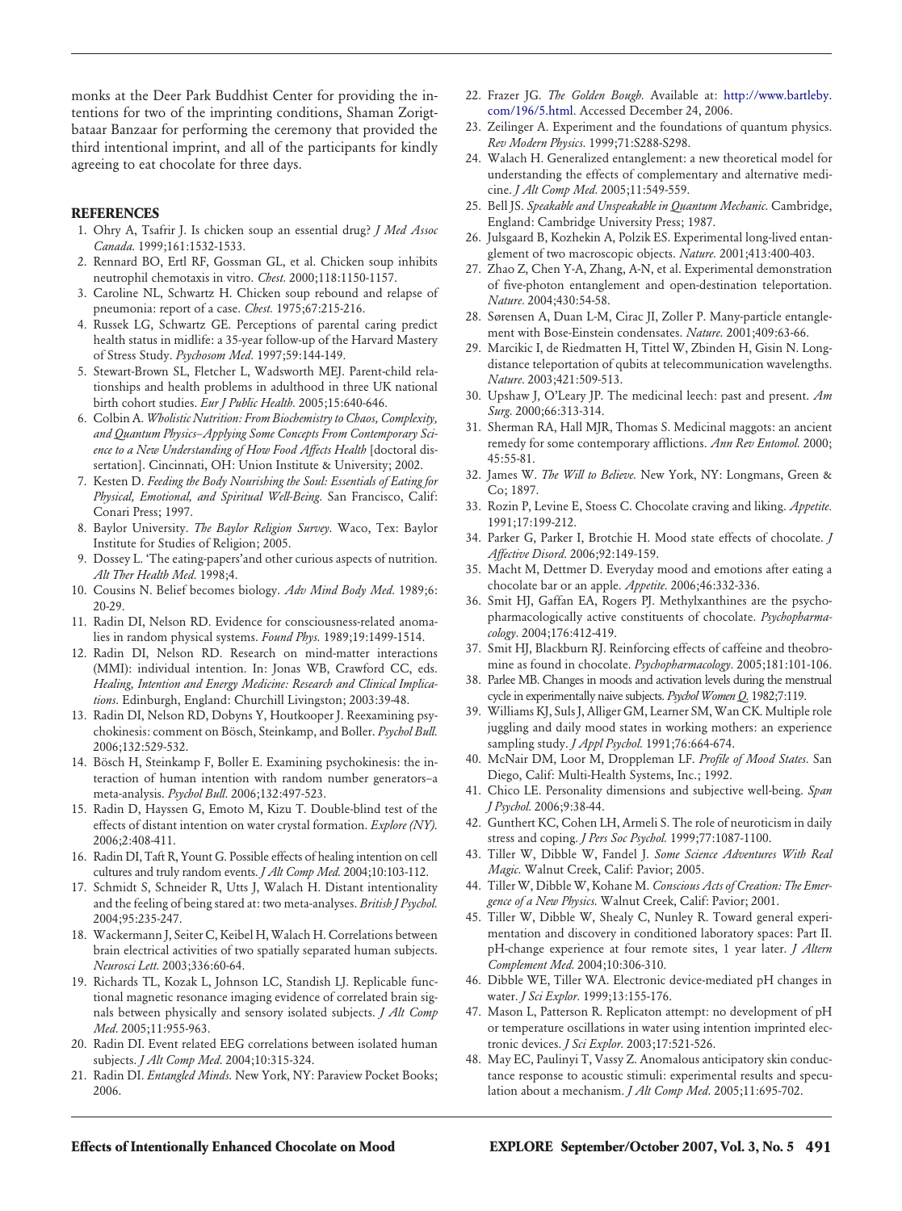monks at the Deer Park Buddhist Center for providing the intentions for two of the imprinting conditions, Shaman Zorigtbataar Banzaar for performing the ceremony that provided the third intentional imprint, and all of the participants for kindly agreeing to eat chocolate for three days.

## REFERENCES

1. Ohry A, Tsafrir J. Is chicken soup an essential drug? *J Med Assoc Canada.* 1999;161:1532-1533.
2. Rennard BO, Ertl RF, Gossman GL, et al. Chicken soup inhibits neutrophil chemotaxis in vitro. *Chest.* 2000;118:1150-1157.
3. Caroline NL, Schwartz H. Chicken soup rebound and relapse of pneumonia: report of a case. *Chest.* 1975;67:215-216.
4. Russek LG, Schwartz GE. Perceptions of parental caring predict health status in midlife: a 35-year follow-up of the Harvard Mastery of Stress Study. *Psychosom Med.* 1997;59:144-149.
5. Stewart-Brown SL, Fletcher L, Wadsworth MEJ. Parent-child relationships and health problems in adulthood in three UK national birth cohort studies. *Eur J Public Health.* 2005;15:640-646.
6. Colbin A. *Wholistic Nutrition: From Biochemistry to Chaos, Complexity, and Quantum Physics–Applying Some Concepts From Contemporary Science to a New Understanding of How Food Affects Health* [doctoral dissertation]. Cincinnati, OH: Union Institute & University; 2002.
7. Kesten D. *Feeding the Body Nourishing the Soul: Essentials of Eating for Physical, Emotional, and Spiritual Well-Being.* San Francisco, Calif: Conari Press; 1997.
8. Baylor University. *The Baylor Religion Survey.* Waco, Tex: Baylor Institute for Studies of Religion; 2005.
9. Dossey L. 'The eating-papers'and other curious aspects of nutrition. *Alt Ther Health Med.* 1998;4.
10. Cousins N. Belief becomes biology. *Adv Mind Body Med.* 1989;6:20-29.
11. Radin DI, Nelson RD. Evidence for consciousness-related anomalies in random physical systems. *Found Phys.* 1989;19:1499-1514.
12. Radin DI, Nelson RD. Research on mind-matter interactions (MMI): individual intention. In: Jonas WB, Crawford CC, eds. *Healing, Intention and Energy Medicine: Research and Clinical Implications.* Edinburgh, England: Churchill Livingston; 2003:39-48.
13. Radin DI, Nelson RD, Dobyns Y, Houtkooper J. Reexamining psychokinesis: comment on Bösch, Steinkamp, and Boller. *Psychol Bull.* 2006;132:529-532.
14. Bösch H, Steinkamp F, Boller E. Examining psychokinesis: the interaction of human intention with random number generators–a meta-analysis. *Psychol Bull.* 2006;132:497-523.
15. Radin D, Hayssen G, Emoto M, Kizu T. Double-blind test of the effects of distant intention on water crystal formation. *Explore (NY).* 2006;2:408-411.
16. Radin DI, Taft R, Yount G. Possible effects of healing intention on cell cultures and truly random events. *J Alt Comp Med.* 2004;10:103-112.
17. Schmidt S, Schneider R, Utts J, Walach H. Distant intentionality and the feeling of being stared at: two meta-analyses. *British J Psychol.* 2004;95:235-247.
18. Wackermann J, Seiter C, Keibel H, Walach H. Correlations between brain electrical activities of two spatially separated human subjects. *Neurosci Lett.* 2003;336:60-64.
19. Richards TL, Kozak L, Johnson LC, Standish LJ. Replicable functional magnetic resonance imaging evidence of correlated brain signals between physically and sensory isolated subjects. *J Alt Comp Med.* 2005;11:955-963.
20. Radin DI. Event related EEG correlations between isolated human subjects. *J Alt Comp Med.* 2004;10:315-324.
21. Radin DI. *Entangled Minds.* New York, NY: Paraview Pocket Books; 2006.
22. Frazer JG. *The Golden Bough.* Available at: http://www.bartleby.com/196/5.html. Accessed December 24, 2006.
23. Zeilinger A. Experiment and the foundations of quantum physics. *Rev Modern Physics.* 1999;71:S288-S298.
24. Walach H. Generalized entanglement: a new theoretical model for understanding the effects of complementary and alternative medicine. *J Alt Comp Med.* 2005;11:549-559.
25. Bell JS. *Speakable and Unspeakable in Quantum Mechanic.* Cambridge, England: Cambridge University Press; 1987.
26. Julsgaard B, Kozhekin A, Polzik ES. Experimental long-lived entanglement of two macroscopic objects. *Nature.* 2001;413:400-403.
27. Zhao Z, Chen Y-A, Zhang, A-N, et al. Experimental demonstration of five-photon entanglement and open-destination teleportation. *Nature.* 2004;430:54-58.
28. Sørensen A, Duan L-M, Cirac JI, Zoller P. Many-particle entanglement with Bose-Einstein condensates. *Nature.* 2001;409:63-66.
29. Marcikic I, de Riedmatten H, Tittel W, Zbinden H, Gisin N. Long-distance teleportation of qubits at telecommunication wavelengths. *Nature.* 2003;421:509-513.
30. Upshaw J, O'Leary JP. The medicinal leech: past and present. *Am Surg.* 2000;66:313-314.
31. Sherman RA, Hall MJR, Thomas S. Medicinal maggots: an ancient remedy for some contemporary afflictions. *Ann Rev Entomol.* 2000;45:55-81.
32. James W. *The Will to Believe.* New York, NY: Longmans, Green & Co; 1897.
33. Rozin P, Levine E, Stoess C. Chocolate craving and liking. *Appetite.* 1991;17:199-212.
34. Parker G, Parker I, Brotchie H. Mood state effects of chocolate. *J Affective Disord.* 2006;92:149-159.
35. Macht M, Dettmer D. Everyday mood and emotions after eating a chocolate bar or an apple. *Appetite.* 2006;46:332-336.
36. Smit HJ, Gaffan EA, Rogers PJ. Methylxanthines are the psychopharmacologically active constituents of chocolate. *Psychopharmacology.* 2004;176:412-419.
37. Smit HJ, Blackburn RJ. Reinforcing effects of caffeine and theobromine as found in chocolate. *Psychopharmacology.* 2005;181:101-106.
38. Parlee MB. Changes in moods and activation levels during the menstrual cycle in experimentally naive subjects. *Psychol Women Q.* 1982;7:119.
39. Williams KJ, Suls J, Alliger GM, Learner SM, Wan CK. Multiple role juggling and daily mood states in working mothers: an experience sampling study. *J Appl Psychol.* 1991;76:664-674.
40. McNair DM, Loor M, Droppleman LF. *Profile of Mood States.* San Diego, Calif: Multi-Health Systems, Inc.; 1992.
41. Chico LE. Personality dimensions and subjective well-being. *Span J Psychol.* 2006;9:38-44.
42. Gunthert KC, Cohen LH, Armeli S. The role of neuroticism in daily stress and coping. *J Pers Soc Psychol.* 1999;77:1087-1100.
43. Tiller W, Dibble W, Fandel J. *Some Science Adventures With Real Magic.* Walnut Creek, Calif: Pavior; 2005.
44. Tiller W, Dibble W, Kohane M. *Conscious Acts of Creation: The Emergence of a New Physics.* Walnut Creek, Calif: Pavior; 2001.
45. Tiller W, Dibble W, Shealy C, Nunley R. Toward general experimentation and discovery in conditioned laboratory spaces: Part II. pH-change experience at four remote sites, 1 year later. *J Altern Complement Med.* 2004;10:306-310.
46. Dibble WE, Tiller WA. Electronic device-mediated pH changes in water. *J Sci Explor.* 1999;13:155-176.
47. Mason L, Patterson R. Replicaton attempt: no development of pH or temperature oscillations in water using intention imprinted electronic devices. *J Sci Explor.* 2003;17:521-526.
48. May EC, Paulinyi T, Vassy Z. Anomalous anticipatory skin conductance response to acoustic stimuli: experimental results and speculation about a mechanism. *J Alt Comp Med.* 2005;11:695-702.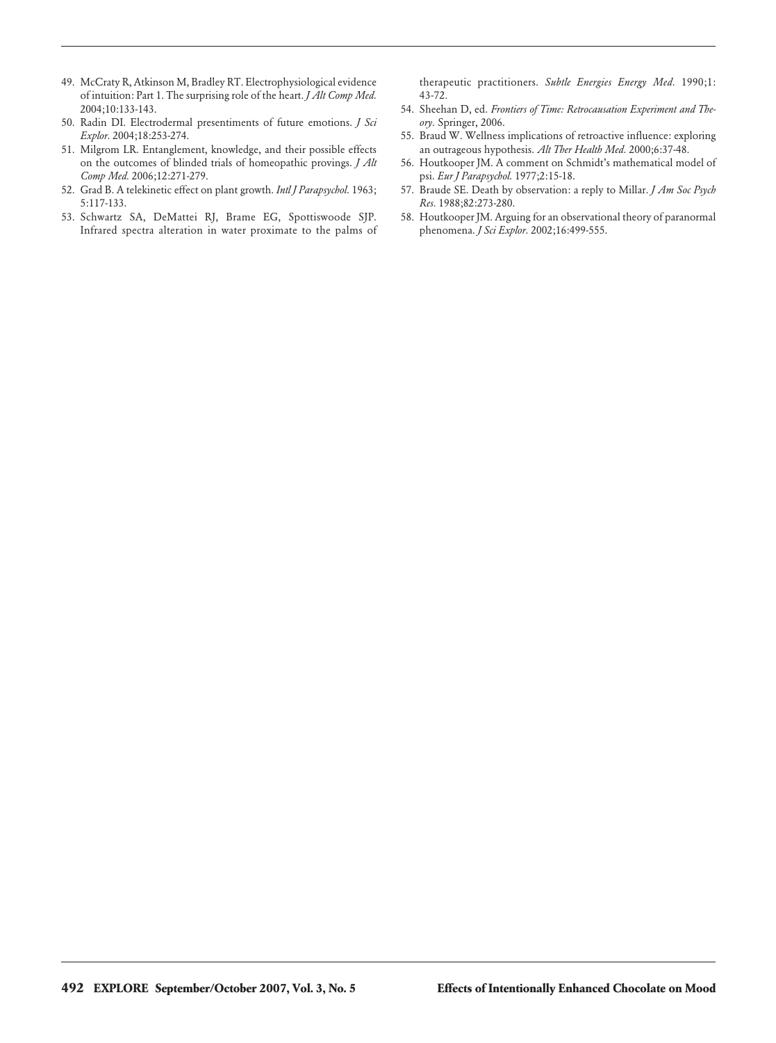49. McCraty R, Atkinson M, Bradley RT. Electrophysiological evidence of intuition: Part 1. The surprising role of the heart. *J Alt Comp Med.* 2004;10:133-143.
50. Radin DI. Electrodermal presentiments of future emotions. *J Sci Explor.* 2004;18:253-274.
51. Milgrom LR. Entanglement, knowledge, and their possible effects on the outcomes of blinded trials of homeopathic provings. *J Alt Comp Med.* 2006;12:271-279.
52. Grad B. A telekinetic effect on plant growth. *Intl J Parapsychol.* 1963; 5:117-133.
53. Schwartz SA, DeMattei RJ, Brame EG, Spottiswoode SJP. Infrared spectra alteration in water proximate to the palms of therapeutic practitioners. *Subtle Energies Energy Med.* 1990;1: 43-72.
54. Sheehan D, ed. *Frontiers of Time: Retrocausation Experiment and Theory.* Springer, 2006.
55. Braud W. Wellness implications of retroactive influence: exploring an outrageous hypothesis. *Alt Ther Health Med.* 2000;6:37-48.
56. Houtkooper JM. A comment on Schmidt's mathematical model of psi. *Eur J Parapsychol.* 1977;2:15-18.
57. Braude SE. Death by observation: a reply to Millar. *J Am Soc Psych Res.* 1988;82:273-280.
58. Houtkooper JM. Arguing for an observational theory of paranormal phenomena. *J Sci Explor.* 2002;16:499-555.